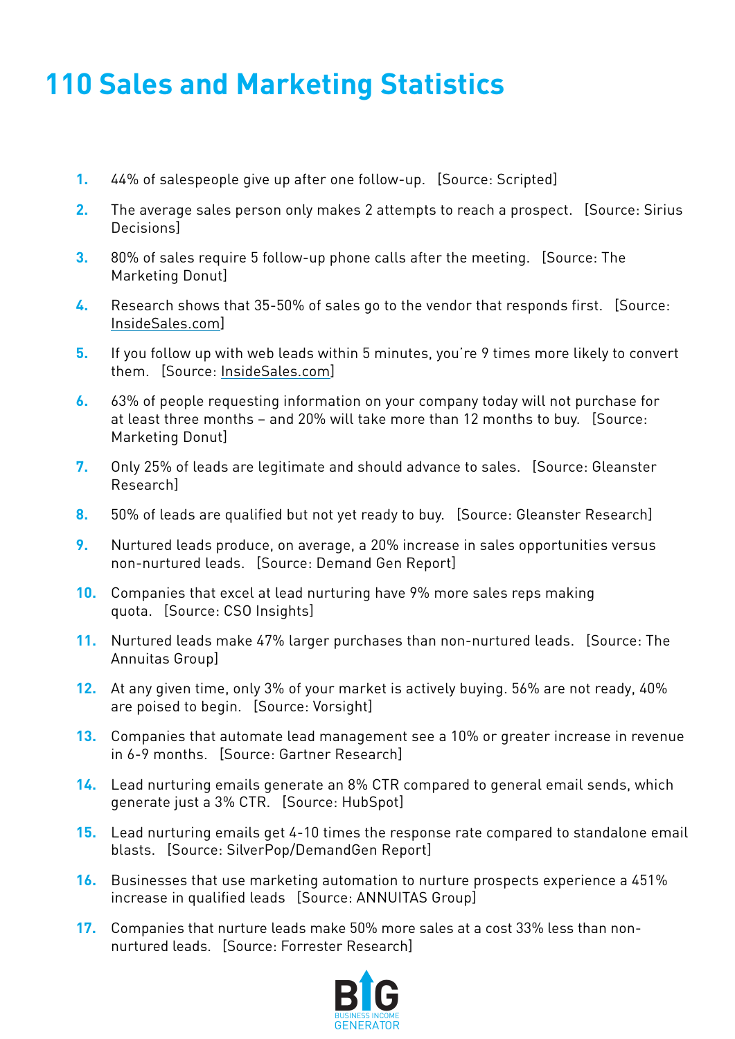# 110 Sales and Marketing Statistics

1. 44% of salespeople give up after one follow-up. [Source: Scripted]
2. The average sales person only makes 2 attempts to reach a prospect. [Source: Sirius Decisions]
3. 80% of sales require 5 follow-up phone calls after the meeting. [Source: The Marketing Donut]
4. Research shows that 35-50% of sales go to the vendor that responds first. [Source: InsideSales.com]
5. If you follow up with web leads within 5 minutes, you're 9 times more likely to convert them. [Source: InsideSales.com]
6. 63% of people requesting information on your company today will not purchase for at least three months – and 20% will take more than 12 months to buy. [Source: Marketing Donut]
7. Only 25% of leads are legitimate and should advance to sales. [Source: Gleanster Research]
8. 50% of leads are qualified but not yet ready to buy. [Source: Gleanster Research]
9. Nurtured leads produce, on average, a 20% increase in sales opportunities versus non-nurtured leads. [Source: Demand Gen Report]
10. Companies that excel at lead nurturing have 9% more sales reps making quota. [Source: CSO Insights]
11. Nurtured leads make 47% larger purchases than non-nurtured leads. [Source: The Annuitas Group]
12. At any given time, only 3% of your market is actively buying. 56% are not ready, 40% are poised to begin. [Source: Vorsight]
13. Companies that automate lead management see a 10% or greater increase in revenue in 6-9 months. [Source: Gartner Research]
14. Lead nurturing emails generate an 8% CTR compared to general email sends, which generate just a 3% CTR. [Source: HubSpot]
15. Lead nurturing emails get 4-10 times the response rate compared to standalone email blasts. [Source: SilverPop/DemandGen Report]
16. Businesses that use marketing automation to nurture prospects experience a 451% increase in qualified leads [Source: ANNUITAS Group]
17. Companies that nurture leads make 50% more sales at a cost 33% less than non-nurtured leads. [Source: Forrester Research]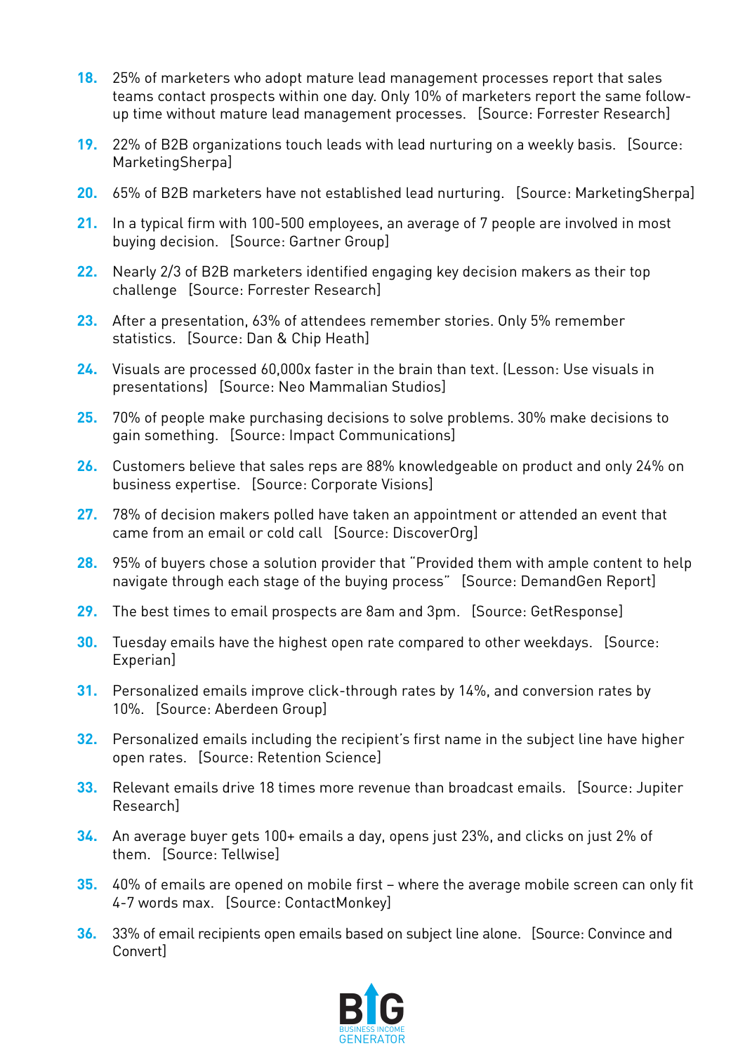18. 25% of marketers who adopt mature lead management processes report that sales teams contact prospects within one day. Only 10% of marketers report the same follow-up time without mature lead management processes. [Source: Forrester Research]

19. 22% of B2B organizations touch leads with lead nurturing on a weekly basis. [Source: MarketingSherpa]

20. 65% of B2B marketers have not established lead nurturing. [Source: MarketingSherpa]

21. In a typical firm with 100-500 employees, an average of 7 people are involved in most buying decision. [Source: Gartner Group]

22. Nearly 2/3 of B2B marketers identified engaging key decision makers as their top challenge [Source: Forrester Research]

23. After a presentation, 63% of attendees remember stories. Only 5% remember statistics. [Source: Dan & Chip Heath]

24. Visuals are processed 60,000x faster in the brain than text. (Lesson: Use visuals in presentations) [Source: Neo Mammalian Studios]

25. 70% of people make purchasing decisions to solve problems. 30% make decisions to gain something. [Source: Impact Communications]

26. Customers believe that sales reps are 88% knowledgeable on product and only 24% on business expertise. [Source: Corporate Visions]

27. 78% of decision makers polled have taken an appointment or attended an event that came from an email or cold call [Source: DiscoverOrg]

28. 95% of buyers chose a solution provider that "Provided them with ample content to help navigate through each stage of the buying process" [Source: DemandGen Report]

29. The best times to email prospects are 8am and 3pm. [Source: GetResponse]

30. Tuesday emails have the highest open rate compared to other weekdays. [Source: Experian]

31. Personalized emails improve click-through rates by 14%, and conversion rates by 10%. [Source: Aberdeen Group]

32. Personalized emails including the recipient's first name in the subject line have higher open rates. [Source: Retention Science]

33. Relevant emails drive 18 times more revenue than broadcast emails. [Source: Jupiter Research]

34. An average buyer gets 100+ emails a day, opens just 23%, and clicks on just 2% of them. [Source: Tellwise]

35. 40% of emails are opened on mobile first – where the average mobile screen can only fit 4-7 words max. [Source: ContactMonkey]

36. 33% of email recipients open emails based on subject line alone. [Source: Convince and Convert]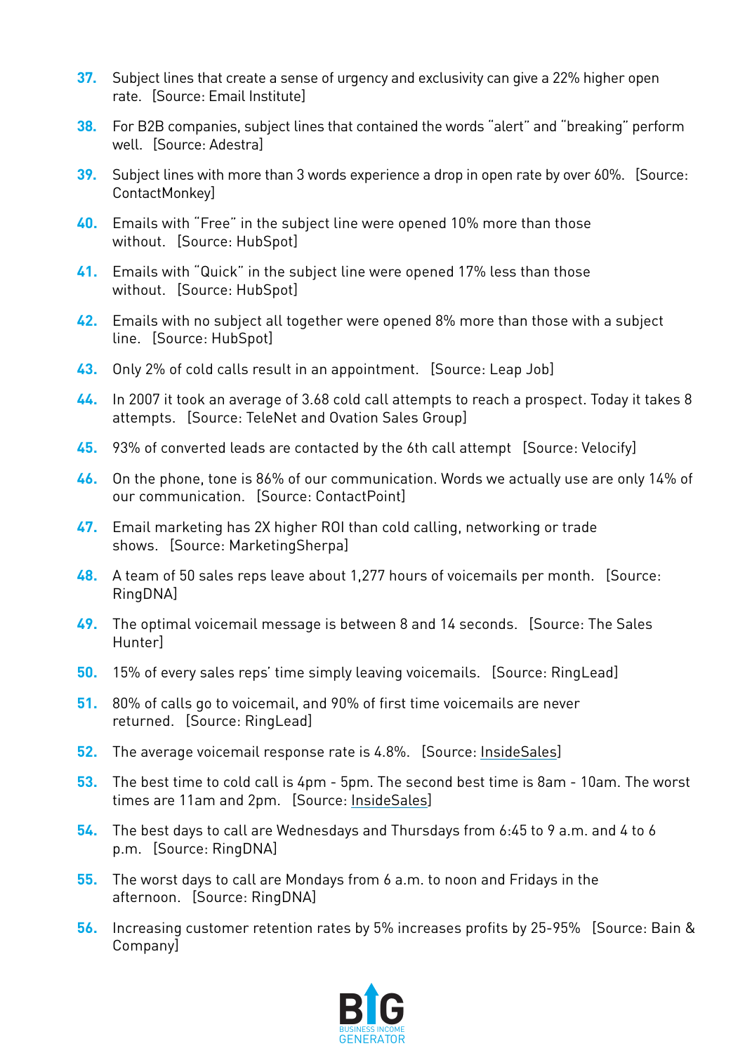37. Subject lines that create a sense of urgency and exclusivity can give a 22% higher open rate. [Source: Email Institute]

38. For B2B companies, subject lines that contained the words "alert" and "breaking" perform well. [Source: Adestra]

39. Subject lines with more than 3 words experience a drop in open rate by over 60%. [Source: ContactMonkey]

40. Emails with "Free" in the subject line were opened 10% more than those without. [Source: HubSpot]

41. Emails with "Quick" in the subject line were opened 17% less than those without. [Source: HubSpot]

42. Emails with no subject all together were opened 8% more than those with a subject line. [Source: HubSpot]

43. Only 2% of cold calls result in an appointment. [Source: Leap Job]

44. In 2007 it took an average of 3.68 cold call attempts to reach a prospect. Today it takes 8 attempts. [Source: TeleNet and Ovation Sales Group]

45. 93% of converted leads are contacted by the 6th call attempt [Source: Velocify]

46. On the phone, tone is 86% of our communication. Words we actually use are only 14% of our communication. [Source: ContactPoint]

47. Email marketing has 2X higher ROI than cold calling, networking or trade shows. [Source: MarketingSherpa]

48. A team of 50 sales reps leave about 1,277 hours of voicemails per month. [Source: RingDNA]

49. The optimal voicemail message is between 8 and 14 seconds. [Source: The Sales Hunter]

50. 15% of every sales reps' time simply leaving voicemails. [Source: RingLead]

51. 80% of calls go to voicemail, and 90% of first time voicemails are never returned. [Source: RingLead]

52. The average voicemail response rate is 4.8%. [Source: InsideSales]

53. The best time to cold call is 4pm - 5pm. The second best time is 8am - 10am. The worst times are 11am and 2pm. [Source: InsideSales]

54. The best days to call are Wednesdays and Thursdays from 6:45 to 9 a.m. and 4 to 6 p.m. [Source: RingDNA]

55. The worst days to call are Mondays from 6 a.m. to noon and Fridays in the afternoon. [Source: RingDNA]

56. Increasing customer retention rates by 5% increases profits by 25-95% [Source: Bain & Company]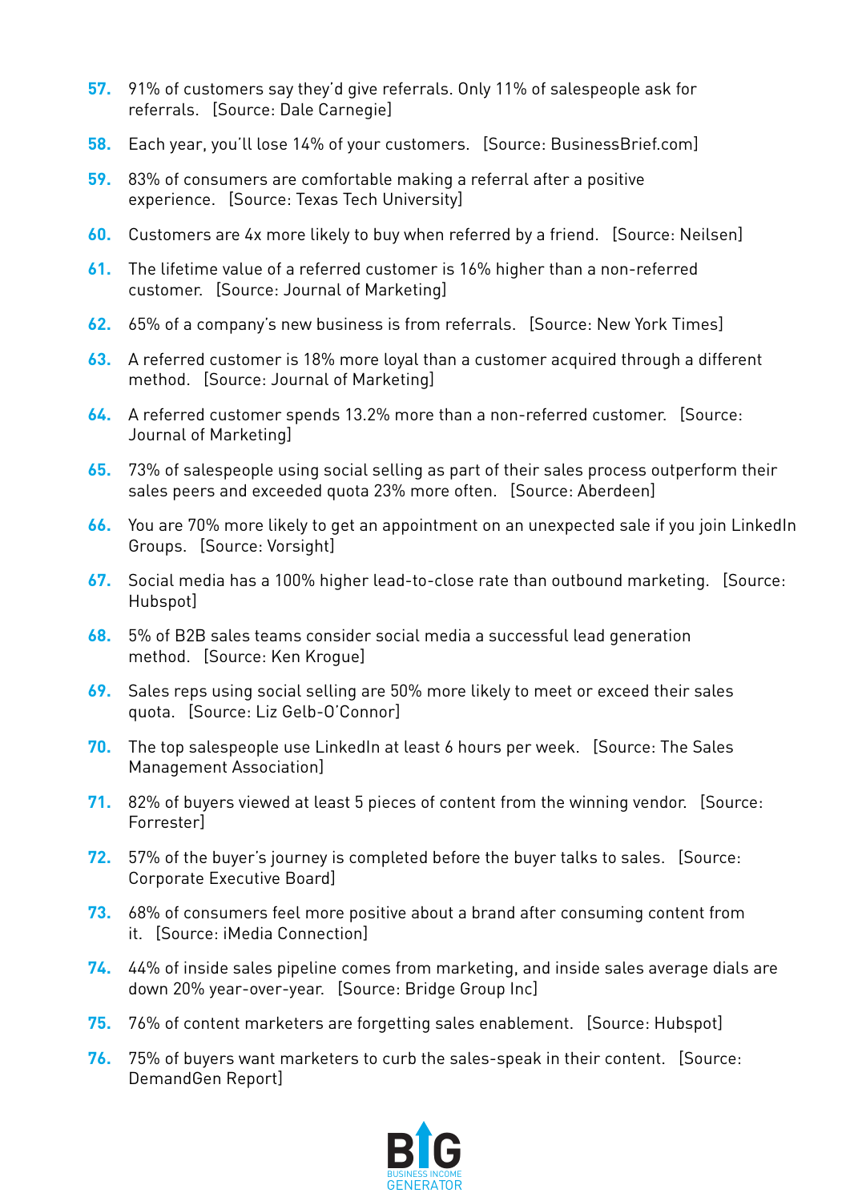57. 91% of customers say they'd give referrals. Only 11% of salespeople ask for referrals. [Source: Dale Carnegie]
58. Each year, you'll lose 14% of your customers. [Source: BusinessBrief.com]
59. 83% of consumers are comfortable making a referral after a positive experience. [Source: Texas Tech University]
60. Customers are 4x more likely to buy when referred by a friend. [Source: Neilsen]
61. The lifetime value of a referred customer is 16% higher than a non-referred customer. [Source: Journal of Marketing]
62. 65% of a company's new business is from referrals. [Source: New York Times]
63. A referred customer is 18% more loyal than a customer acquired through a different method. [Source: Journal of Marketing]
64. A referred customer spends 13.2% more than a non-referred customer. [Source: Journal of Marketing]
65. 73% of salespeople using social selling as part of their sales process outperform their sales peers and exceeded quota 23% more often. [Source: Aberdeen]
66. You are 70% more likely to get an appointment on an unexpected sale if you join LinkedIn Groups. [Source: Vorsight]
67. Social media has a 100% higher lead-to-close rate than outbound marketing. [Source: Hubspot]
68. 5% of B2B sales teams consider social media a successful lead generation method. [Source: Ken Krogue]
69. Sales reps using social selling are 50% more likely to meet or exceed their sales quota. [Source: Liz Gelb-O'Connor]
70. The top salespeople use LinkedIn at least 6 hours per week. [Source: The Sales Management Association]
71. 82% of buyers viewed at least 5 pieces of content from the winning vendor. [Source: Forrester]
72. 57% of the buyer's journey is completed before the buyer talks to sales. [Source: Corporate Executive Board]
73. 68% of consumers feel more positive about a brand after consuming content from it. [Source: iMedia Connection]
74. 44% of inside sales pipeline comes from marketing, and inside sales average dials are down 20% year-over-year. [Source: Bridge Group Inc]
75. 76% of content marketers are forgetting sales enablement. [Source: Hubspot]
76. 75% of buyers want marketers to curb the sales-speak in their content. [Source: DemandGen Report]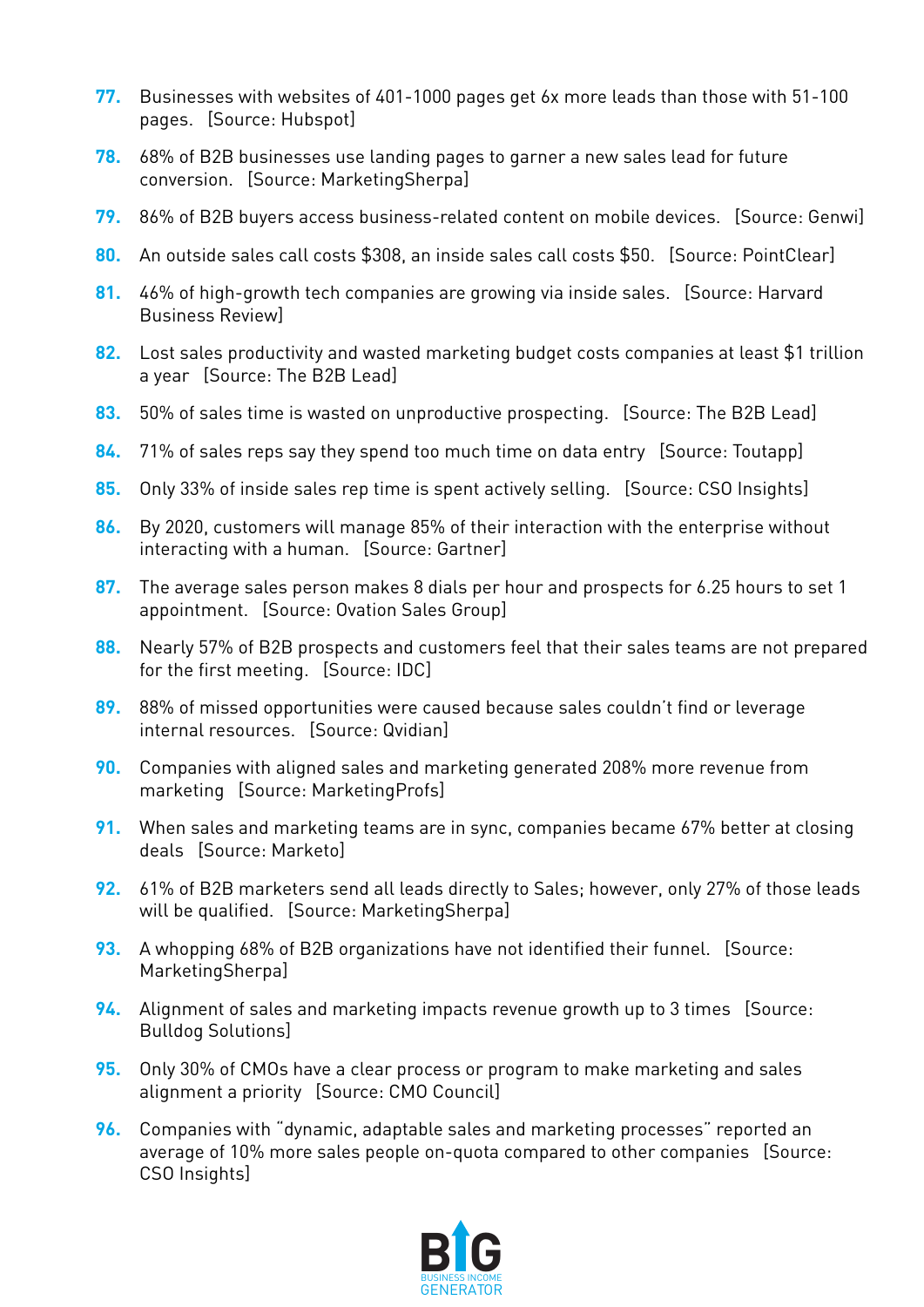77. Businesses with websites of 401-1000 pages get 6x more leads than those with 51-100 pages. [Source: Hubspot]

78. 68% of B2B businesses use landing pages to garner a new sales lead for future conversion. [Source: MarketingSherpa]

79. 86% of B2B buyers access business-related content on mobile devices. [Source: Genwi]

80. An outside sales call costs $308, an inside sales call costs $50. [Source: PointClear]

81. 46% of high-growth tech companies are growing via inside sales. [Source: Harvard Business Review]

82. Lost sales productivity and wasted marketing budget costs companies at least $1 trillion a year [Source: The B2B Lead]

83. 50% of sales time is wasted on unproductive prospecting. [Source: The B2B Lead]

84. 71% of sales reps say they spend too much time on data entry [Source: Toutapp]

85. Only 33% of inside sales rep time is spent actively selling. [Source: CSO Insights]

86. By 2020, customers will manage 85% of their interaction with the enterprise without interacting with a human. [Source: Gartner]

87. The average sales person makes 8 dials per hour and prospects for 6.25 hours to set 1 appointment. [Source: Ovation Sales Group]

88. Nearly 57% of B2B prospects and customers feel that their sales teams are not prepared for the first meeting. [Source: IDC]

89. 88% of missed opportunities were caused because sales couldn't find or leverage internal resources. [Source: Qvidian]

90. Companies with aligned sales and marketing generated 208% more revenue from marketing [Source: MarketingProfs]

91. When sales and marketing teams are in sync, companies became 67% better at closing deals [Source: Marketo]

92. 61% of B2B marketers send all leads directly to Sales; however, only 27% of those leads will be qualified. [Source: MarketingSherpa]

93. A whopping 68% of B2B organizations have not identified their funnel. [Source: MarketingSherpa]

94. Alignment of sales and marketing impacts revenue growth up to 3 times [Source: Bulldog Solutions]

95. Only 30% of CMOs have a clear process or program to make marketing and sales alignment a priority [Source: CMO Council]

96. Companies with "dynamic, adaptable sales and marketing processes" reported an average of 10% more sales people on-quota compared to other companies [Source: CSO Insights]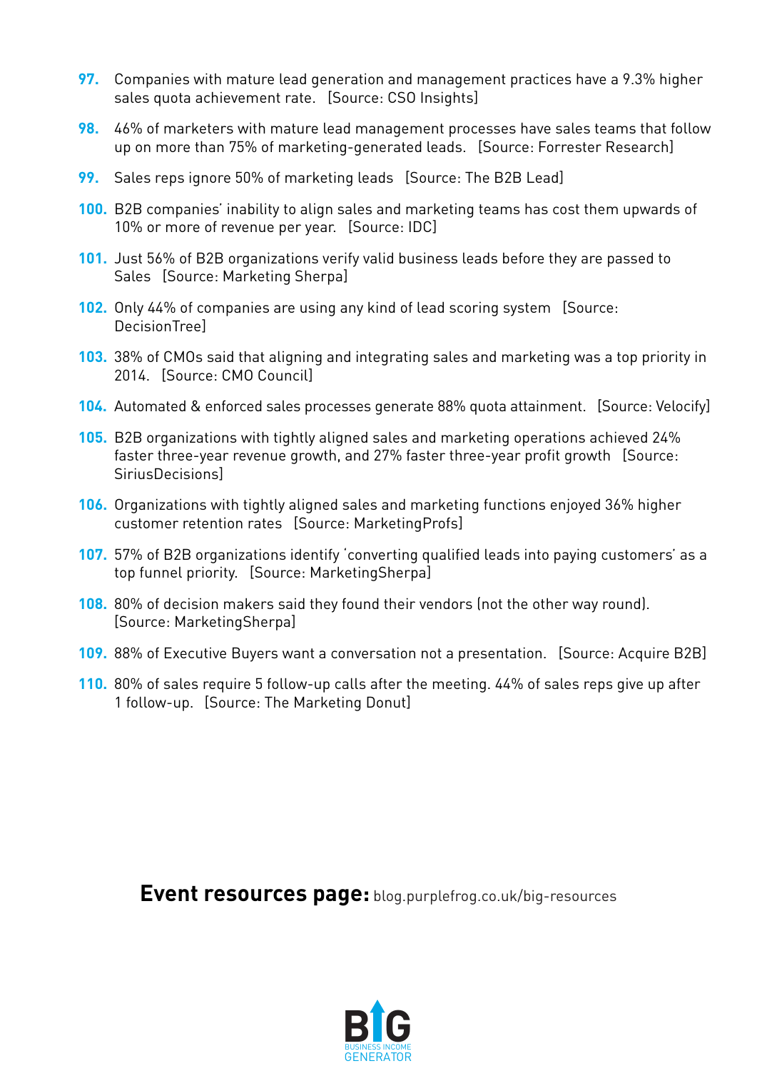97. Companies with mature lead generation and management practices have a 9.3% higher sales quota achievement rate. [Source: CSO Insights]

98. 46% of marketers with mature lead management processes have sales teams that follow up on more than 75% of marketing-generated leads. [Source: Forrester Research]

99. Sales reps ignore 50% of marketing leads [Source: The B2B Lead]

100. B2B companies' inability to align sales and marketing teams has cost them upwards of 10% or more of revenue per year. [Source: IDC]

101. Just 56% of B2B organizations verify valid business leads before they are passed to Sales [Source: Marketing Sherpa]

102. Only 44% of companies are using any kind of lead scoring system [Source: DecisionTree]

103. 38% of CMOs said that aligning and integrating sales and marketing was a top priority in 2014. [Source: CMO Council]

104. Automated & enforced sales processes generate 88% quota attainment. [Source: Velocify]

105. B2B organizations with tightly aligned sales and marketing operations achieved 24% faster three-year revenue growth, and 27% faster three-year profit growth [Source: SiriusDecisions]

106. Organizations with tightly aligned sales and marketing functions enjoyed 36% higher customer retention rates [Source: MarketingProfs]

107. 57% of B2B organizations identify 'converting qualified leads into paying customers' as a top funnel priority. [Source: MarketingSherpa]

108. 80% of decision makers said they found their vendors (not the other way round). [Source: MarketingSherpa]

109. 88% of Executive Buyers want a conversation not a presentation. [Source: Acquire B2B]

110. 80% of sales require 5 follow-up calls after the meeting. 44% of sales reps give up after 1 follow-up. [Source: The Marketing Donut]

**Event resources page:** blog.purplefrog.co.uk/big-resources

BIG
BUSINESS INCOME
GENERATOR